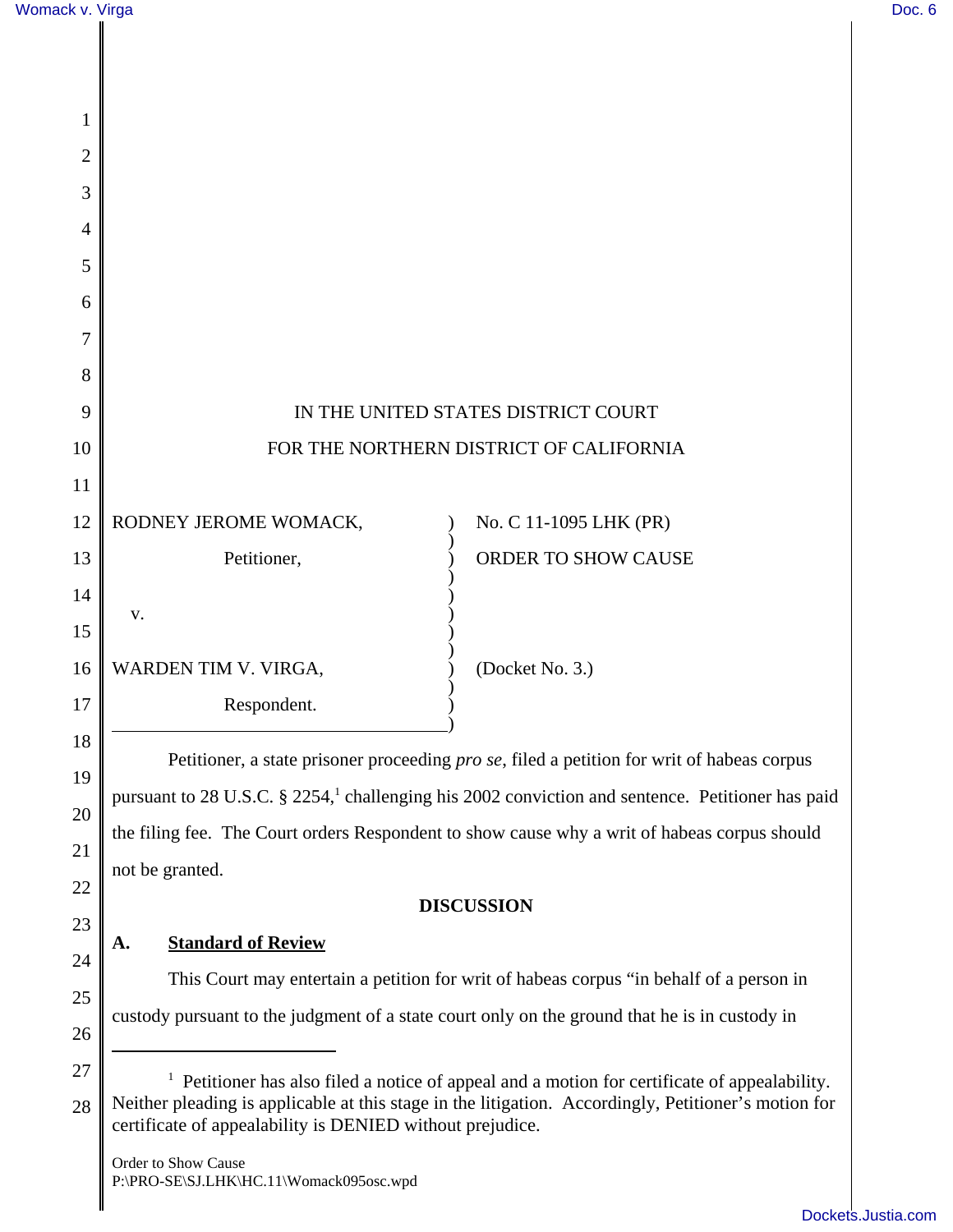IN THE UNITED STATES DISTRICT COURT

FOR THE NORTHERN DISTRICT OF CALIFORNIA

| | | |
|---|---|---|
| RODNEY JEROME WOMACK, Petitioner, | ) | No. C 11-1095 LHK (PR) |
| | ) | ORDER TO SHOW CAUSE |
| v. | ) | |
| WARDEN TIM V. VIRGA, Respondent. | ) | (Docket No. 3.) |

Petitioner, a state prisoner proceeding *pro se*, filed a petition for writ of habeas corpus pursuant to 28 U.S.C. § 2254,[1] challenging his 2002 conviction and sentence. Petitioner has paid the filing fee. The Court orders Respondent to show cause why a writ of habeas corpus should not be granted.

## DISCUSSION

### A. Standard of Review

This Court may entertain a petition for writ of habeas corpus "in behalf of a person in custody pursuant to the judgment of a state court only on the ground that he is in custody in

---

[1] Petitioner has also filed a notice of appeal and a motion for certificate of appealability. Neither pleading is applicable at this stage in the litigation. Accordingly, Petitioner's motion for certificate of appealability is DENIED without prejudice.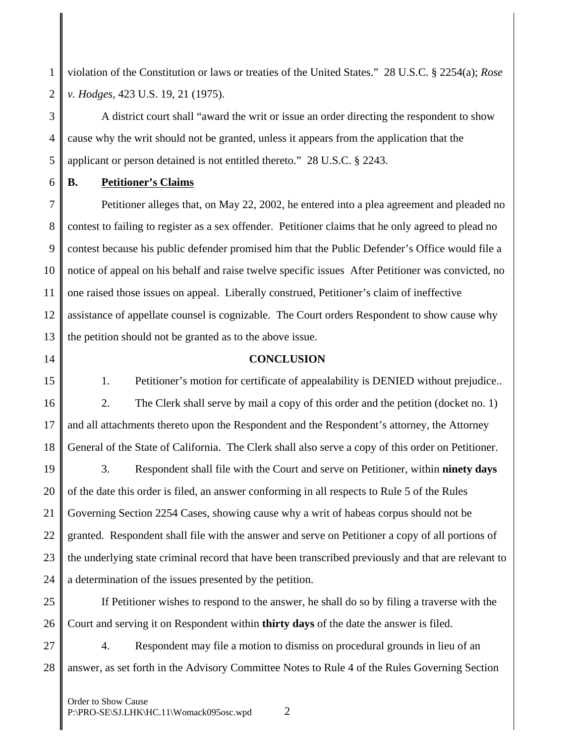violation of the Constitution or laws or treaties of the United States." 28 U.S.C. § 2254(a); *Rose v. Hodges*, 423 U.S. 19, 21 (1975).

A district court shall "award the writ or issue an order directing the respondent to show cause why the writ should not be granted, unless it appears from the application that the applicant or person detained is not entitled thereto." 28 U.S.C. § 2243.

**B. Petitioner's Claims**

Petitioner alleges that, on May 22, 2002, he entered into a plea agreement and pleaded no contest to failing to register as a sex offender. Petitioner claims that he only agreed to plead no contest because his public defender promised him that the Public Defender's Office would file a notice of appeal on his behalf and raise twelve specific issues After Petitioner was convicted, no one raised those issues on appeal. Liberally construed, Petitioner's claim of ineffective assistance of appellate counsel is cognizable. The Court orders Respondent to show cause why the petition should not be granted as to the above issue.

**CONCLUSION**

1. Petitioner's motion for certificate of appealability is DENIED without prejudice..

2. The Clerk shall serve by mail a copy of this order and the petition (docket no. 1) and all attachments thereto upon the Respondent and the Respondent's attorney, the Attorney General of the State of California. The Clerk shall also serve a copy of this order on Petitioner.

3. Respondent shall file with the Court and serve on Petitioner, within **ninety days** of the date this order is filed, an answer conforming in all respects to Rule 5 of the Rules Governing Section 2254 Cases, showing cause why a writ of habeas corpus should not be granted. Respondent shall file with the answer and serve on Petitioner a copy of all portions of the underlying state criminal record that have been transcribed previously and that are relevant to a determination of the issues presented by the petition.

If Petitioner wishes to respond to the answer, he shall do so by filing a traverse with the Court and serving it on Respondent within **thirty days** of the date the answer is filed.

4. Respondent may file a motion to dismiss on procedural grounds in lieu of an answer, as set forth in the Advisory Committee Notes to Rule 4 of the Rules Governing Section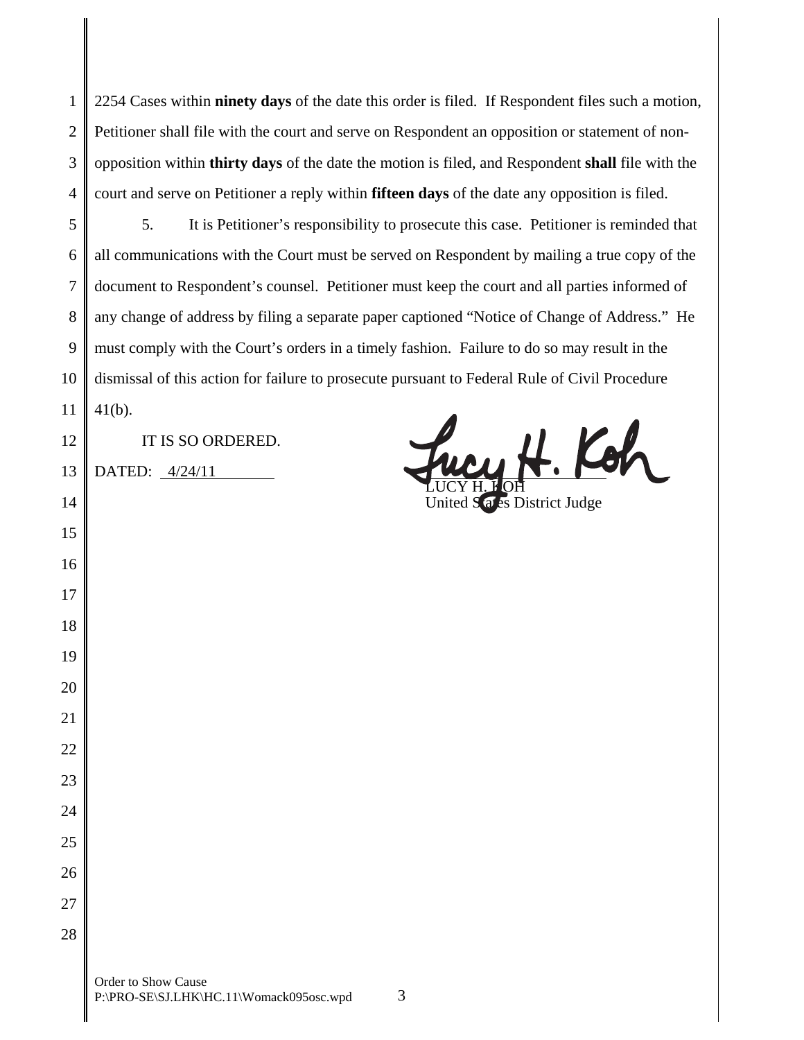2254 Cases within **ninety days** of the date this order is filed. If Respondent files such a motion, Petitioner shall file with the court and serve on Respondent an opposition or statement of non-opposition within **thirty days** of the date the motion is filed, and Respondent **shall** file with the court and serve on Petitioner a reply within **fifteen days** of the date any opposition is filed.

5. It is Petitioner's responsibility to prosecute this case. Petitioner is reminded that all communications with the Court must be served on Respondent by mailing a true copy of the document to Respondent's counsel. Petitioner must keep the court and all parties informed of any change of address by filing a separate paper captioned "Notice of Change of Address." He must comply with the Court's orders in a timely fashion. Failure to do so may result in the dismissal of this action for failure to prosecute pursuant to Federal Rule of Civil Procedure 41(b).

IT IS SO ORDERED.

DATED: 4/24/11

LUCY H. KOH
United States District Judge

Order to Show Cause
P:\PRO-SE\SJ.LHK\HC.11\Womack095osc.wpd